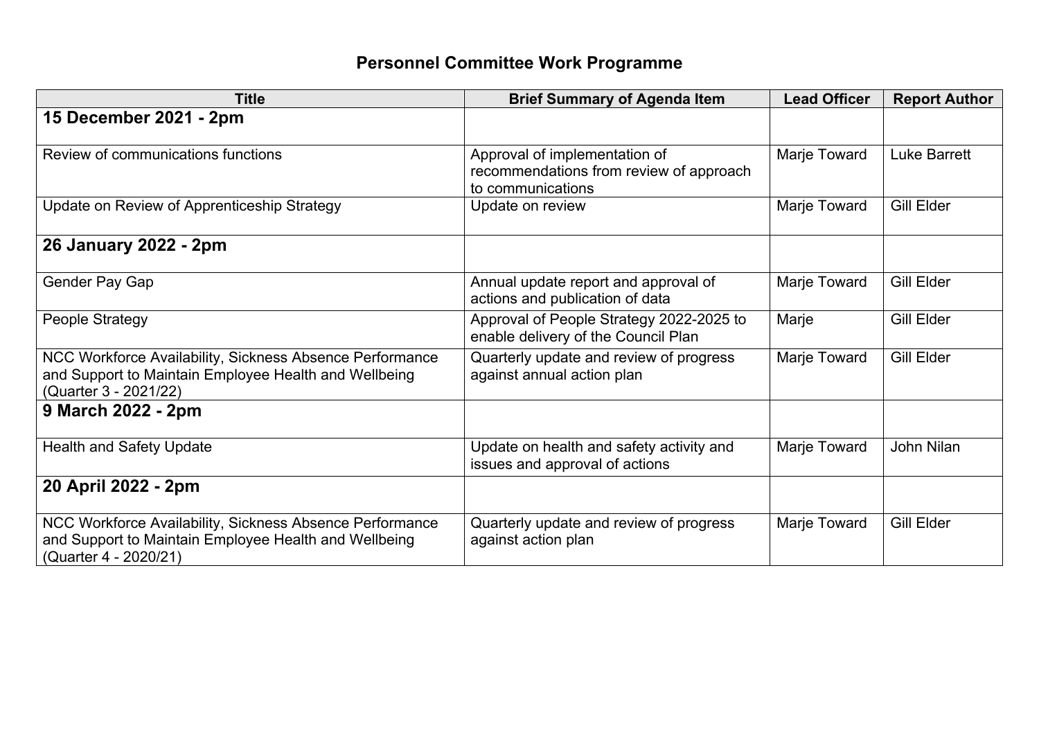# Personnel Committee Work Programme

| Title | Brief Summary of Agenda Item | Lead Officer | Report Author |
|---|---|---|---|
| **15 December 2021 - 2pm** | | | |
| Review of communications functions | Approval of implementation of recommendations from review of approach to communications | Marje Toward | Luke Barrett |
| Update on Review of Apprenticeship Strategy | Update on review | Marje Toward | Gill Elder |
| **26 January 2022 - 2pm** | | | |
| Gender Pay Gap | Annual update report and approval of actions and publication of data | Marje Toward | Gill Elder |
| People Strategy | Approval of People Strategy 2022-2025 to enable delivery of the Council Plan | Marje | Gill Elder |
| NCC Workforce Availability, Sickness Absence Performance and Support to Maintain Employee Health and Wellbeing (Quarter 3 - 2021/22) | Quarterly update and review of progress against annual action plan | Marje Toward | Gill Elder |
| **9 March 2022 - 2pm** | | | |
| Health and Safety Update | Update on health and safety activity and issues and approval of actions | Marje Toward | John Nilan |
| **20 April 2022 - 2pm** | | | |
| NCC Workforce Availability, Sickness Absence Performance and Support to Maintain Employee Health and Wellbeing (Quarter 4 - 2020/21) | Quarterly update and review of progress against action plan | Marje Toward | Gill Elder |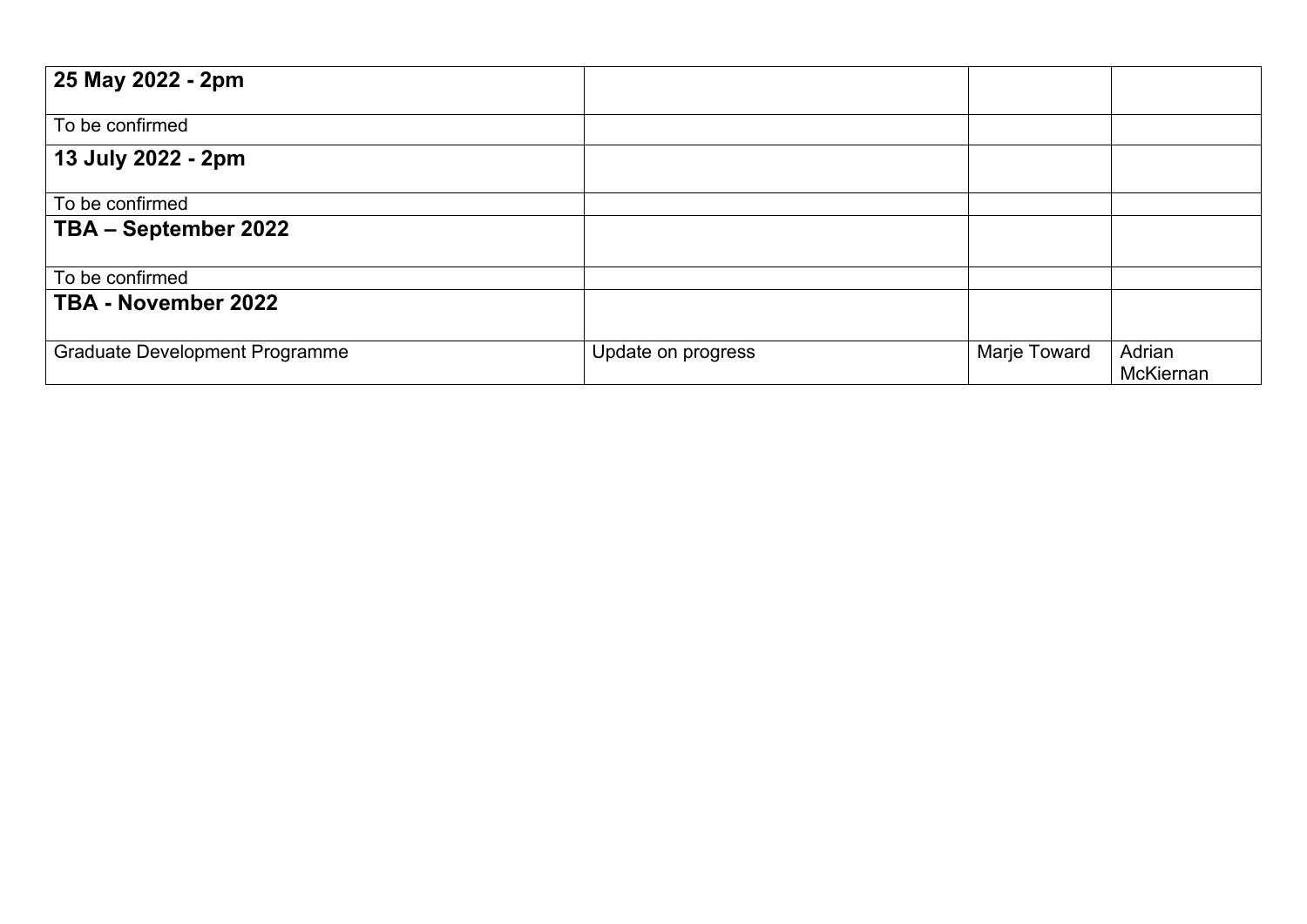| | | | |
|---|---|---|---|
| **25 May 2022 - 2pm** | | | |
| To be confirmed | | | |
| **13 July 2022 - 2pm** | | | |
| To be confirmed | | | |
| **TBA – September 2022** | | | |
| To be confirmed | | | |
| **TBA - November 2022** | | | |
| Graduate Development Programme | Update on progress | Marje Toward | Adrian McKiernan |